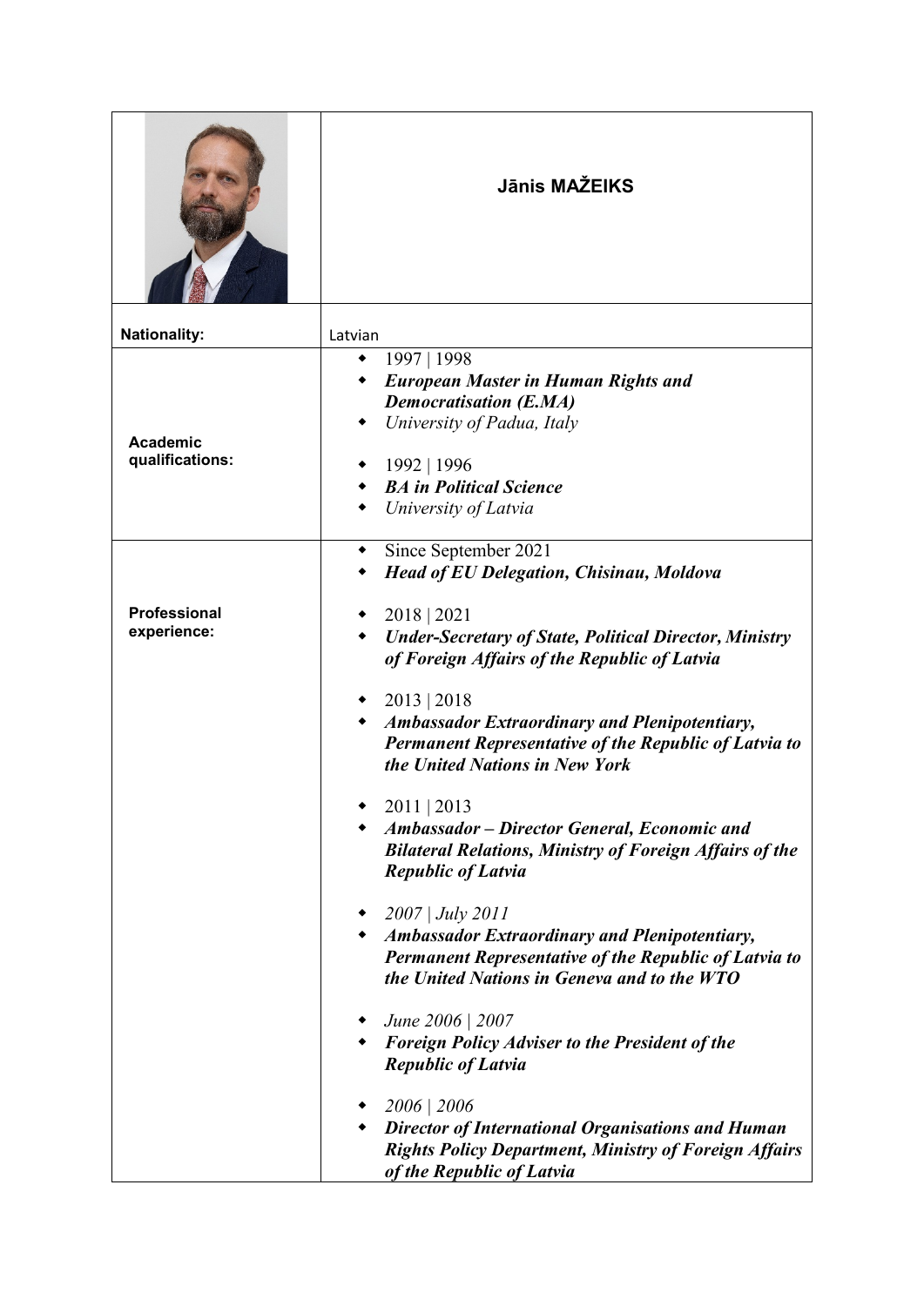| | **Jānis MAŽEIKS** |
|---|---|
| **Nationality:** | Latvian |
| **Academic qualifications:** | 1997 \| 1998<br>***European Master in Human Rights and Democratisation (E.MA)***<br>*University of Padua, Italy*<br><br>1992 \| 1996<br>***BA in Political Science***<br>*University of Latvia* |
| **Professional experience:** | Since September 2021<br>***Head of EU Delegation, Chisinau, Moldova***<br><br>2018 \| 2021<br>***Under-Secretary of State, Political Director, Ministry of Foreign Affairs of the Republic of Latvia***<br><br>2013 \| 2018<br>***Ambassador Extraordinary and Plenipotentiary, Permanent Representative of the Republic of Latvia to the United Nations in New York***<br><br>2011 \| 2013<br>***Ambassador – Director General, Economic and Bilateral Relations, Ministry of Foreign Affairs of the Republic of Latvia***<br><br>*2007 \| July 2011*<br>***Ambassador Extraordinary and Plenipotentiary, Permanent Representative of the Republic of Latvia to the United Nations in Geneva and to the WTO***<br><br>*June 2006 \| 2007*<br>***Foreign Policy Adviser to the President of the Republic of Latvia***<br><br>*2006 \| 2006*<br>***Director of International Organisations and Human Rights Policy Department, Ministry of Foreign Affairs of the Republic of Latvia*** |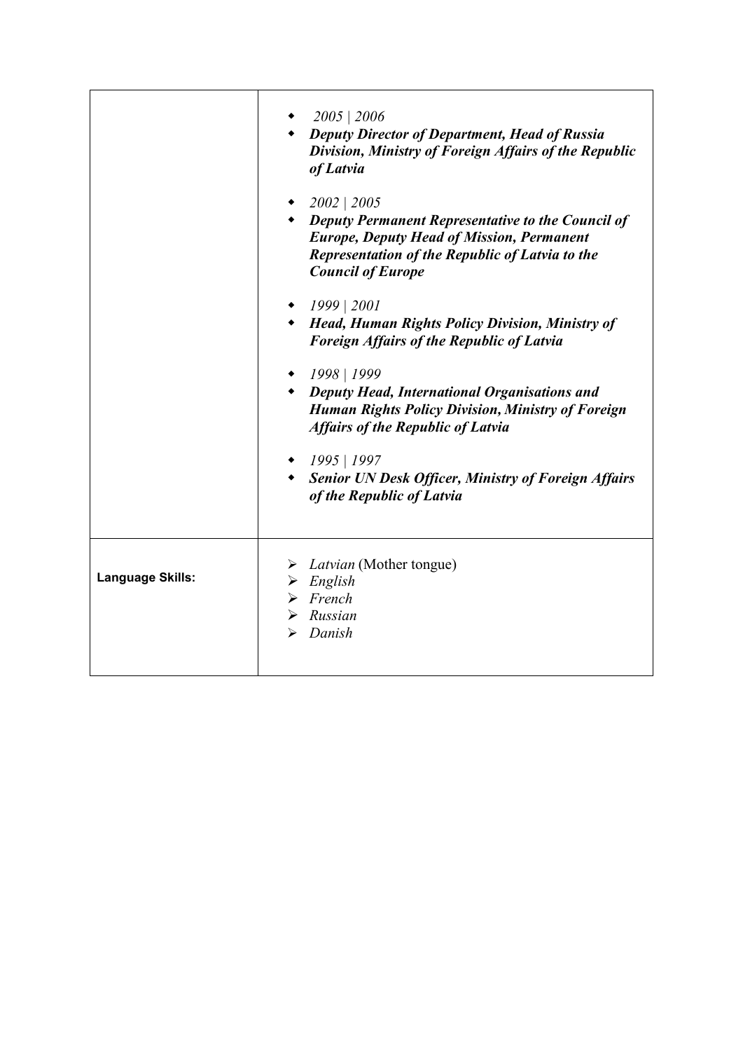| | |
|---|---|
| | ◆ *2005 \| 2006*<br>◆ ***Deputy Director of Department, Head of Russia Division, Ministry of Foreign Affairs of the Republic of Latvia***<br><br>◆ *2002 \| 2005*<br>◆ ***Deputy Permanent Representative to the Council of Europe, Deputy Head of Mission, Permanent Representation of the Republic of Latvia to the Council of Europe***<br><br>◆ *1999 \| 2001*<br>◆ ***Head, Human Rights Policy Division, Ministry of Foreign Affairs of the Republic of Latvia***<br><br>◆ *1998 \| 1999*<br>◆ ***Deputy Head, International Organisations and Human Rights Policy Division, Ministry of Foreign Affairs of the Republic of Latvia***<br><br>◆ *1995 \| 1997*<br>◆ ***Senior UN Desk Officer, Ministry of Foreign Affairs of the Republic of Latvia*** |
| **Language Skills:** | ➢ *Latvian* (Mother tongue)<br>➢ *English*<br>➢ *French*<br>➢ *Russian*<br>➢ *Danish* |